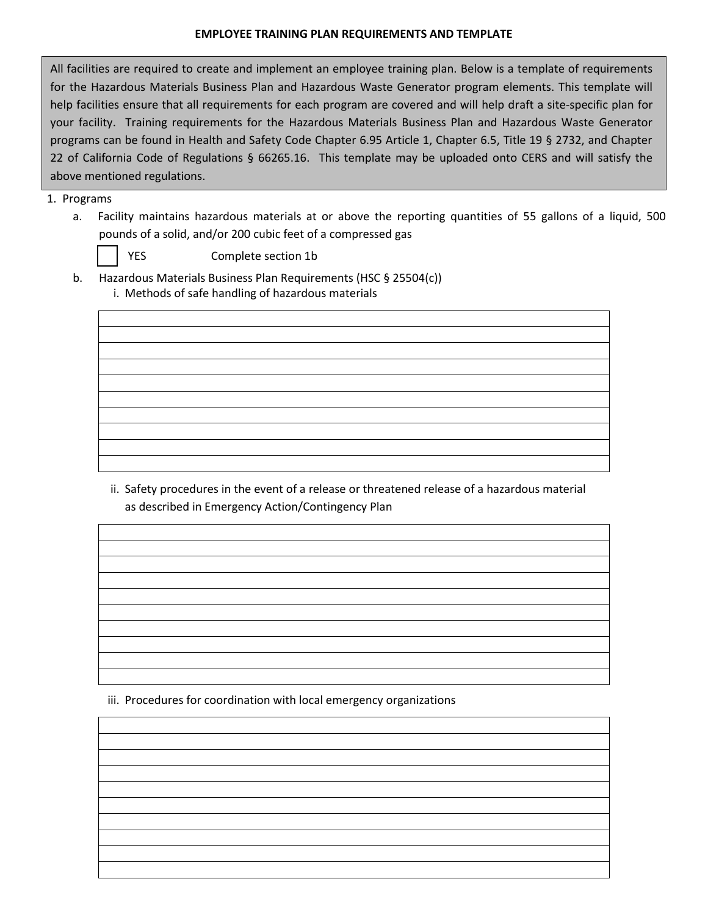# EMPLOYEE TRAINING PLAN REQUIREMENTS AND TEMPLATE

All facilities are required to create and implement an employee training plan. Below is a template of requirements for the Hazardous Materials Business Plan and Hazardous Waste Generator program elements. This template will help facilities ensure that all requirements for each program are covered and will help draft a site-specific plan for your facility. Training requirements for the Hazardous Materials Business Plan and Hazardous Waste Generator programs can be found in Health and Safety Code Chapter 6.95 Article 1, Chapter 6.5, Title 19 § 2732, and Chapter 22 of California Code of Regulations § 66265.16. This template may be uploaded onto CERS and will satisfy the above mentioned regulations.

1. Programs
   a. Facility maintains hazardous materials at or above the reporting quantities of 55 gallons of a liquid, 500 pounds of a solid, and/or 200 cubic feet of a compressed gas

      ☐ YES     Complete section 1b

   b. Hazardous Materials Business Plan Requirements (HSC § 25504(c))
      i. Methods of safe handling of hazardous materials

| |
|---|
| |
| |
| |
| |
| |
| |
| |
| |
| |
| |

      ii. Safety procedures in the event of a release or threatened release of a hazardous material as described in Emergency Action/Contingency Plan

| |
|---|
| |
| |
| |
| |
| |
| |
| |
| |
| |
| |

      iii. Procedures for coordination with local emergency organizations

| |
|---|
| |
| |
| |
| |
| |
| |
| |
| |
| |
| |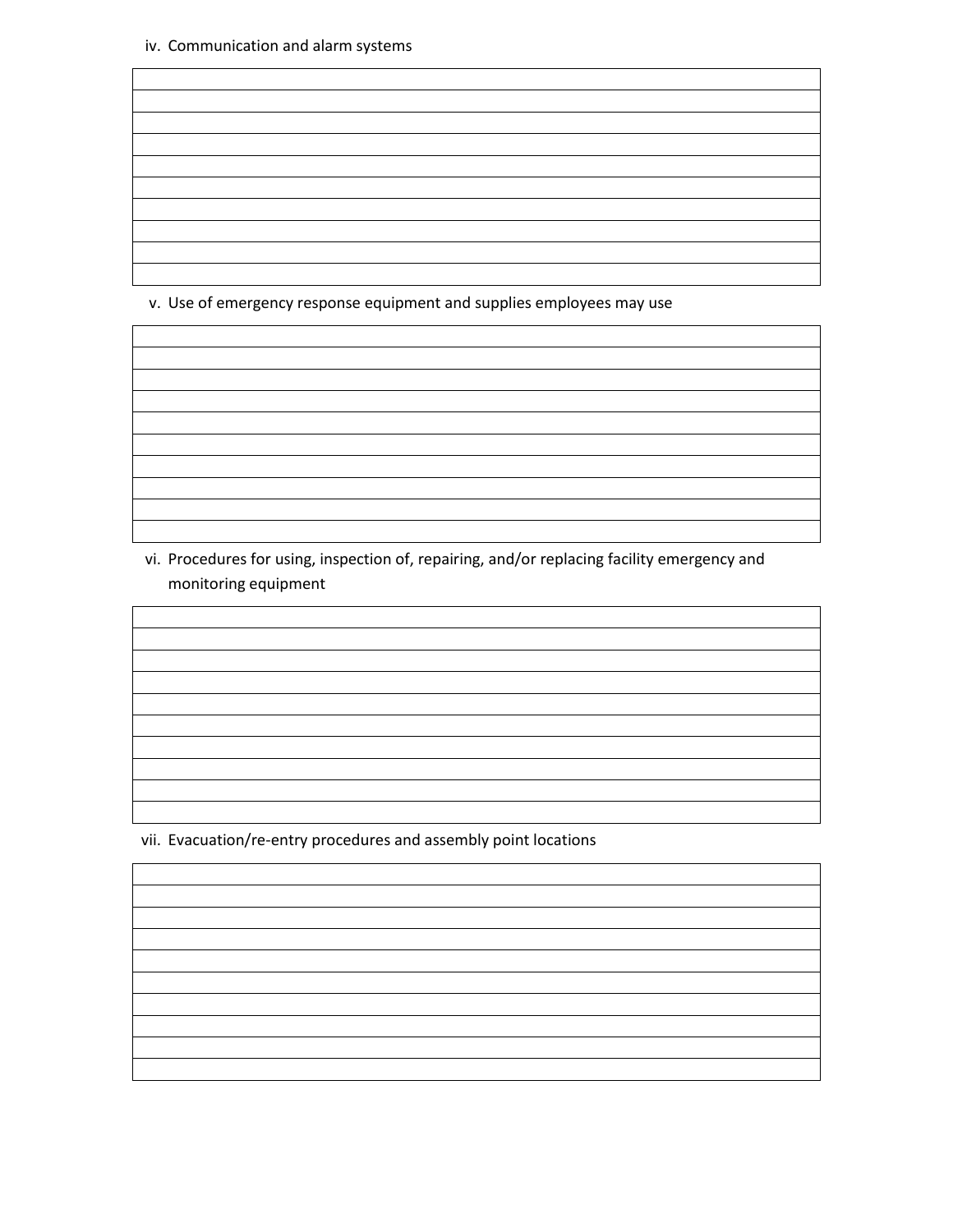iv. Communication and alarm systems

| |
|---|
| |
| |
| |
| |
| |
| |
| |
| |
| |

v. Use of emergency response equipment and supplies employees may use

| |
|---|
| |
| |
| |
| |
| |
| |
| |
| |
| |

vi. Procedures for using, inspection of, repairing, and/or replacing facility emergency and monitoring equipment

| |
|---|
| |
| |
| |
| |
| |
| |
| |
| |
| |

vii. Evacuation/re-entry procedures and assembly point locations

| |
|---|
| |
| |
| |
| |
| |
| |
| |
| |
| |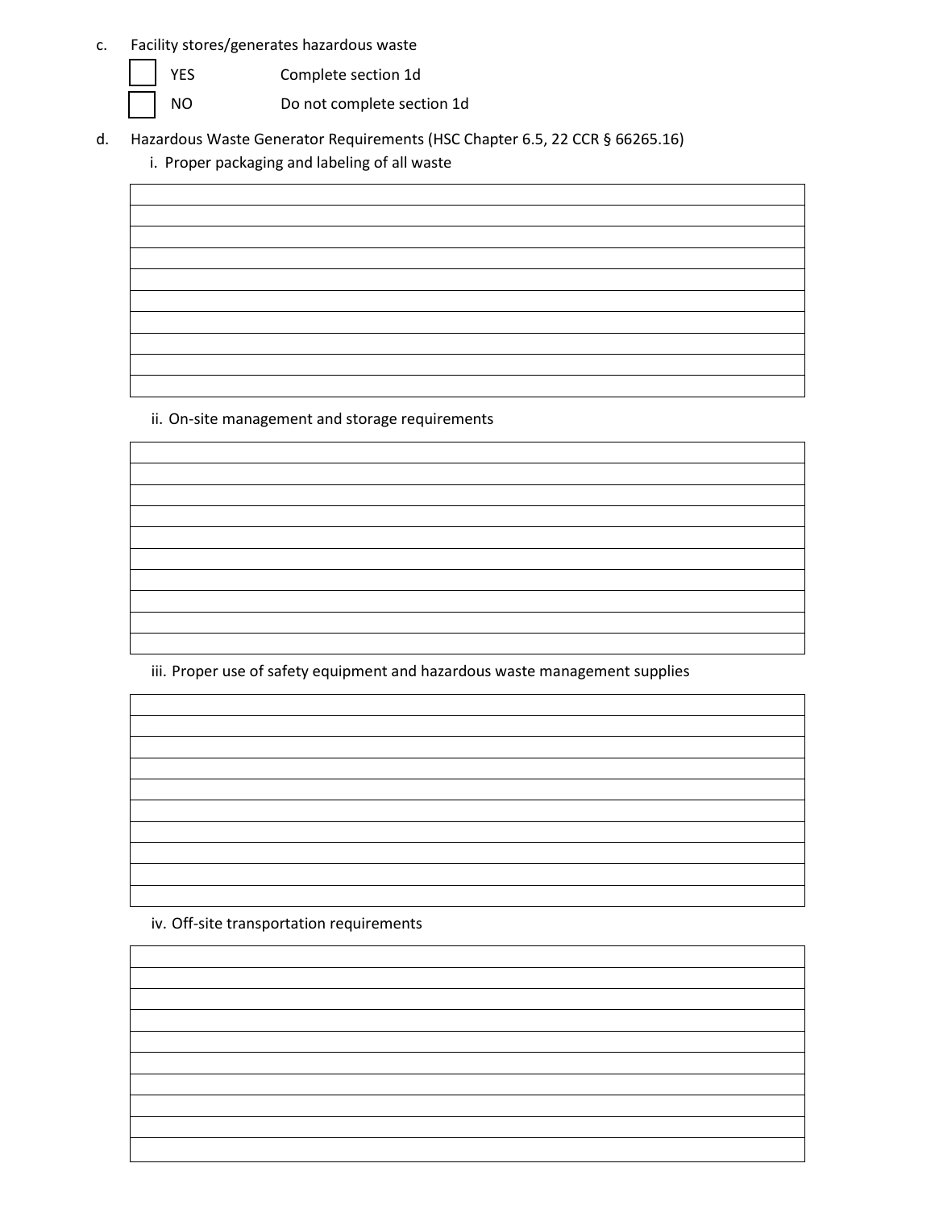c. Facility stores/generates hazardous waste

- ☐ YES — Complete section 1d
- ☐ NO — Do not complete section 1d

d. Hazardous Waste Generator Requirements (HSC Chapter 6.5, 22 CCR § 66265.16)

i. Proper packaging and labeling of all waste

| |
|---|
| |
| |
| |
| |
| |
| |
| |
| |
| |

ii. On-site management and storage requirements

| |
|---|
| |
| |
| |
| |
| |
| |
| |
| |
| |

iii. Proper use of safety equipment and hazardous waste management supplies

| |
|---|
| |
| |
| |
| |
| |
| |
| |
| |
| |

iv. Off-site transportation requirements

| |
|---|
| |
| |
| |
| |
| |
| |
| |
| |
| |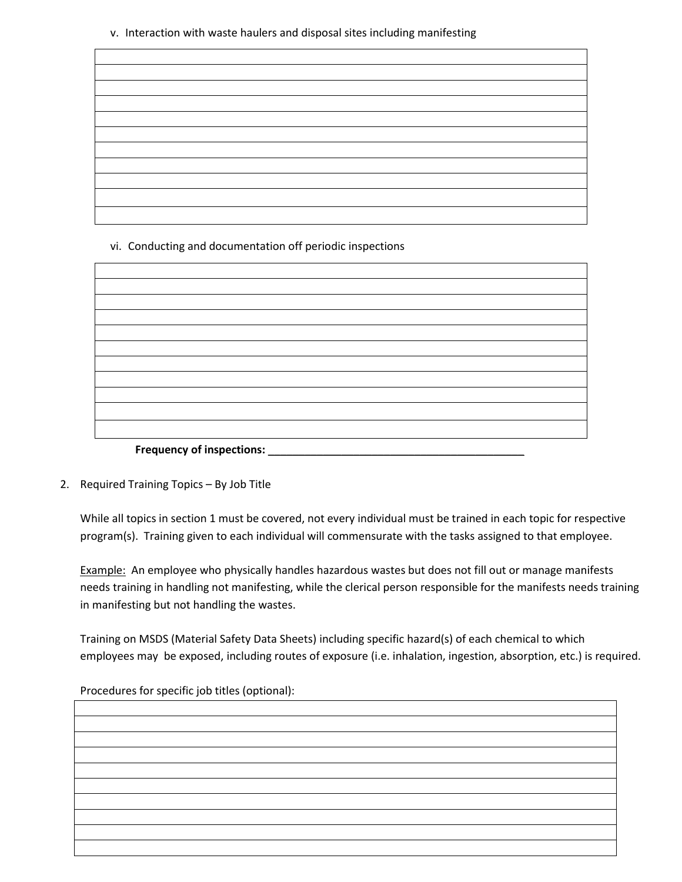v. Interaction with waste haulers and disposal sites including manifesting

| |
|---|
| |
| |
| |
| |
| |
| |
| |
| |
| |
| |

vi. Conducting and documentation off periodic inspections

| |
|---|
| |
| |
| |
| |
| |
| |
| |
| |
| |
| |

**Frequency of inspections: ____________________________________________**

2. Required Training Topics – By Job Title

   While all topics in section 1 must be covered, not every individual must be trained in each topic for respective program(s). Training given to each individual will commensurate with the tasks assigned to that employee.

   Example: An employee who physically handles hazardous wastes but does not fill out or manage manifests needs training in handling not manifesting, while the clerical person responsible for the manifests needs training in manifesting but not handling the wastes.

   Training on MSDS (Material Safety Data Sheets) including specific hazard(s) of each chemical to which employees may be exposed, including routes of exposure (i.e. inhalation, ingestion, absorption, etc.) is required.

   Procedures for specific job titles (optional):

| |
|---|
| |
| |
| |
| |
| |
| |
| |
| |
| |
| |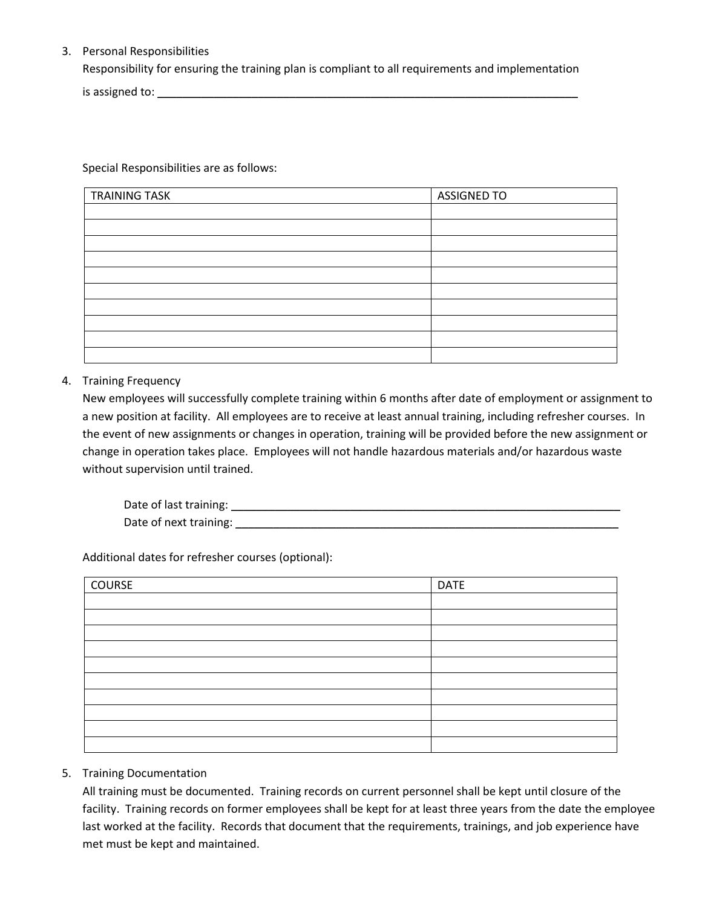3. Personal Responsibilities

   Responsibility for ensuring the training plan is compliant to all requirements and implementation is assigned to: ___________________________________________________________________

   Special Responsibilities are as follows:

| TRAINING TASK | ASSIGNED TO |
|---|---|
| | |
| | |
| | |
| | |
| | |
| | |
| | |
| | |
| | |
| | |

4. Training Frequency

   New employees will successfully complete training within 6 months after date of employment or assignment to a new position at facility. All employees are to receive at least annual training, including refresher courses. In the event of new assignments or changes in operation, training will be provided before the new assignment or change in operation takes place. Employees will not handle hazardous materials and/or hazardous waste without supervision until trained.

   Date of last training: ______________________________________________________________

   Date of next training: ______________________________________________________________

   Additional dates for refresher courses (optional):

| COURSE | DATE |
|---|---|
| | |
| | |
| | |
| | |
| | |
| | |
| | |
| | |
| | |
| | |

5. Training Documentation

   All training must be documented. Training records on current personnel shall be kept until closure of the facility. Training records on former employees shall be kept for at least three years from the date the employee last worked at the facility. Records that document that the requirements, trainings, and job experience have met must be kept and maintained.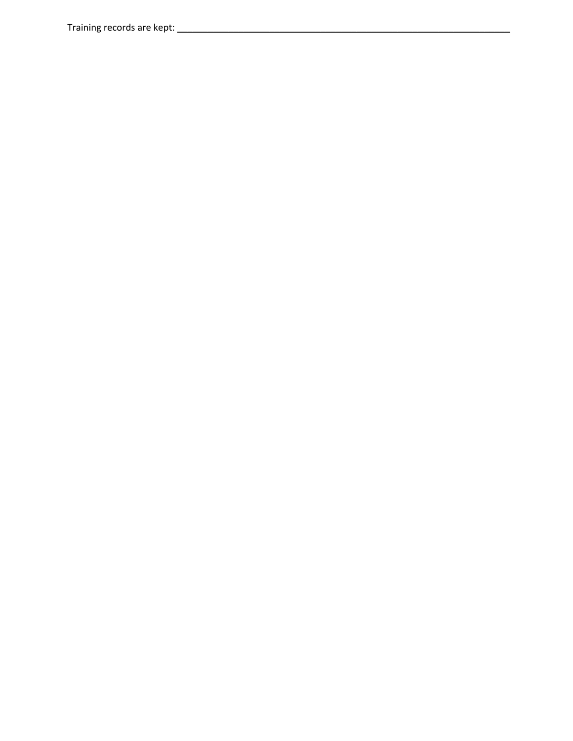Training records are kept: ___________________________________________________________________